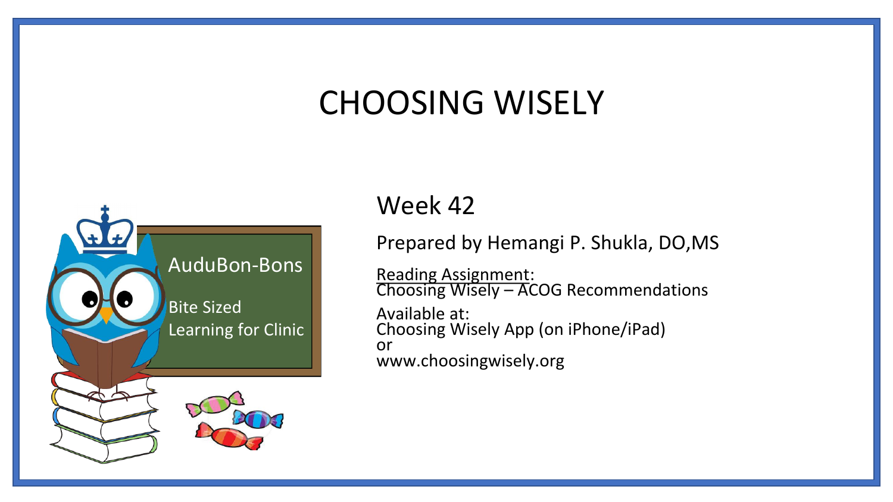# CHOOSING WISELY

AuduBon-Bons

Bite Sized Learning for Clinic

## Week 42

Prepared by Hemangi P. Shukla, DO,MS

Reading Assignment:
Choosing Wisely – ACOG Recommendations

Available at:
Choosing Wisely App (on iPhone/iPad)
or
www.choosingwisely.org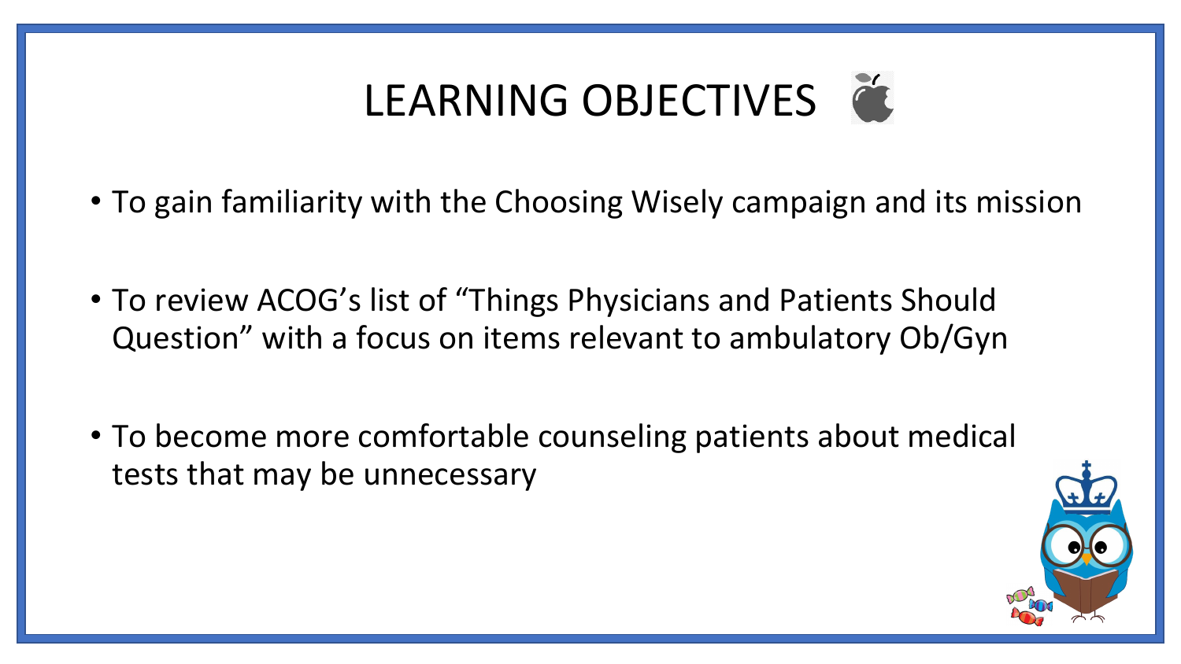# LEARNING OBJECTIVES

- To gain familiarity with the Choosing Wisely campaign and its mission
- To review ACOG's list of "Things Physicians and Patients Should Question" with a focus on items relevant to ambulatory Ob/Gyn
- To become more comfortable counseling patients about medical tests that may be unnecessary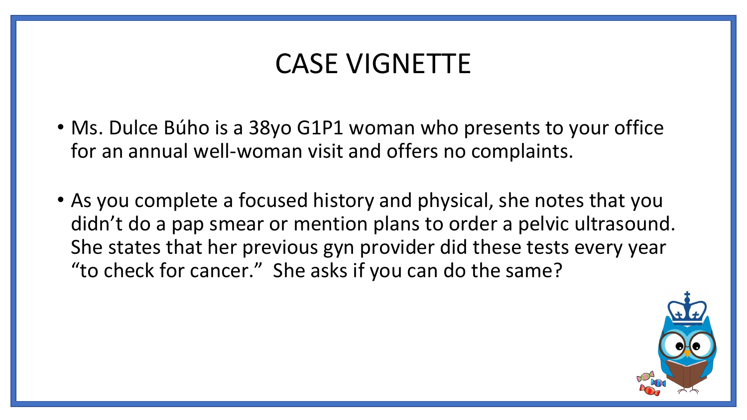# CASE VIGNETTE

- Ms. Dulce Búho is a 38yo G1P1 woman who presents to your office for an annual well-woman visit and offers no complaints.
- As you complete a focused history and physical, she notes that you didn't do a pap smear or mention plans to order a pelvic ultrasound. She states that her previous gyn provider did these tests every year "to check for cancer." She asks if you can do the same?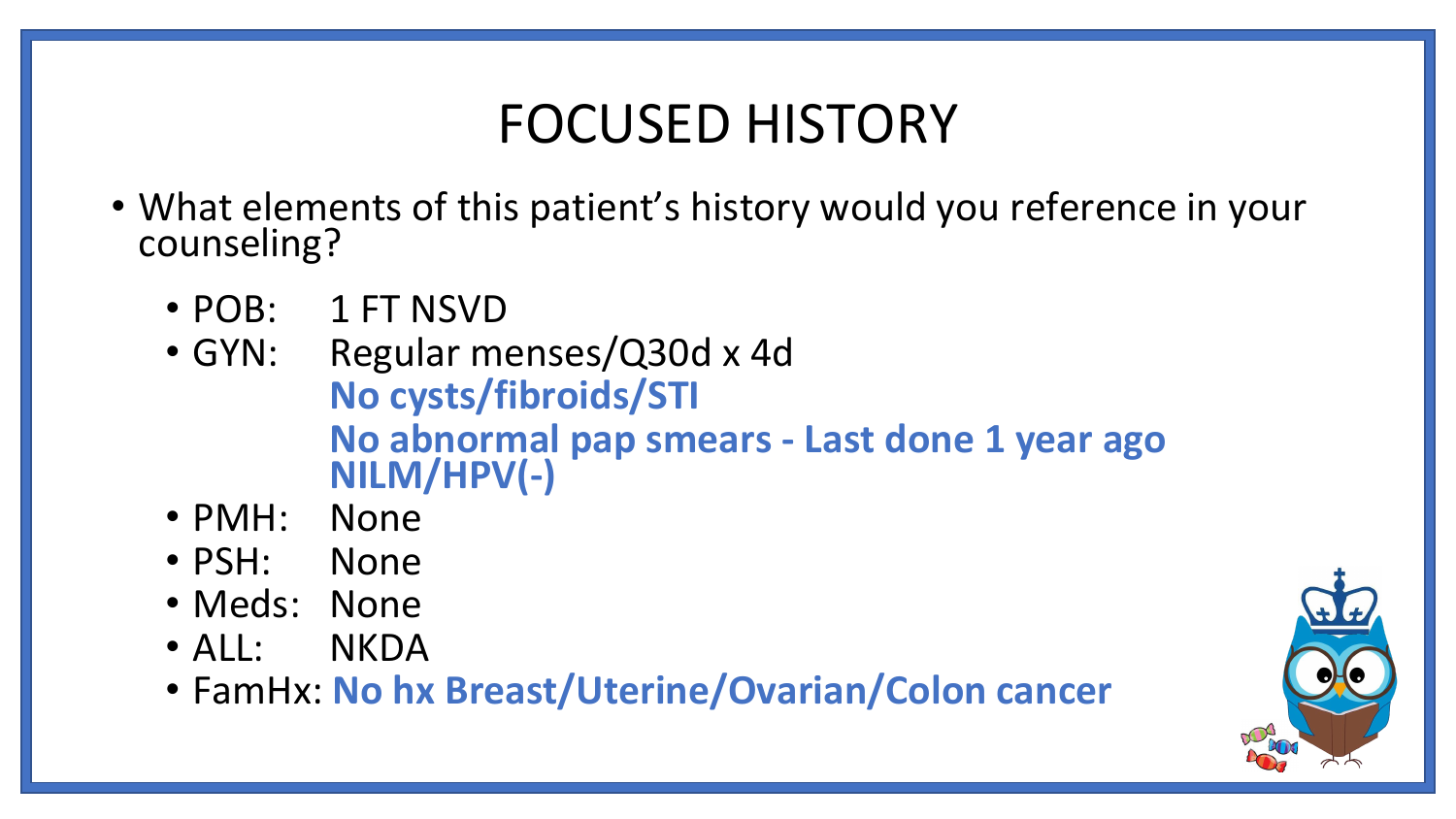# FOCUSED HISTORY

- What elements of this patient's history would you reference in your counseling?
  - POB: 1 FT NSVD
  - GYN: Regular menses/Q30d x 4d
    **No cysts/fibroids/STI**
    **No abnormal pap smears - Last done 1 year ago NILM/HPV(-)**
  - PMH: None
  - PSH: None
  - Meds: None
  - ALL: NKDA
  - FamHx: **No hx Breast/Uterine/Ovarian/Colon cancer**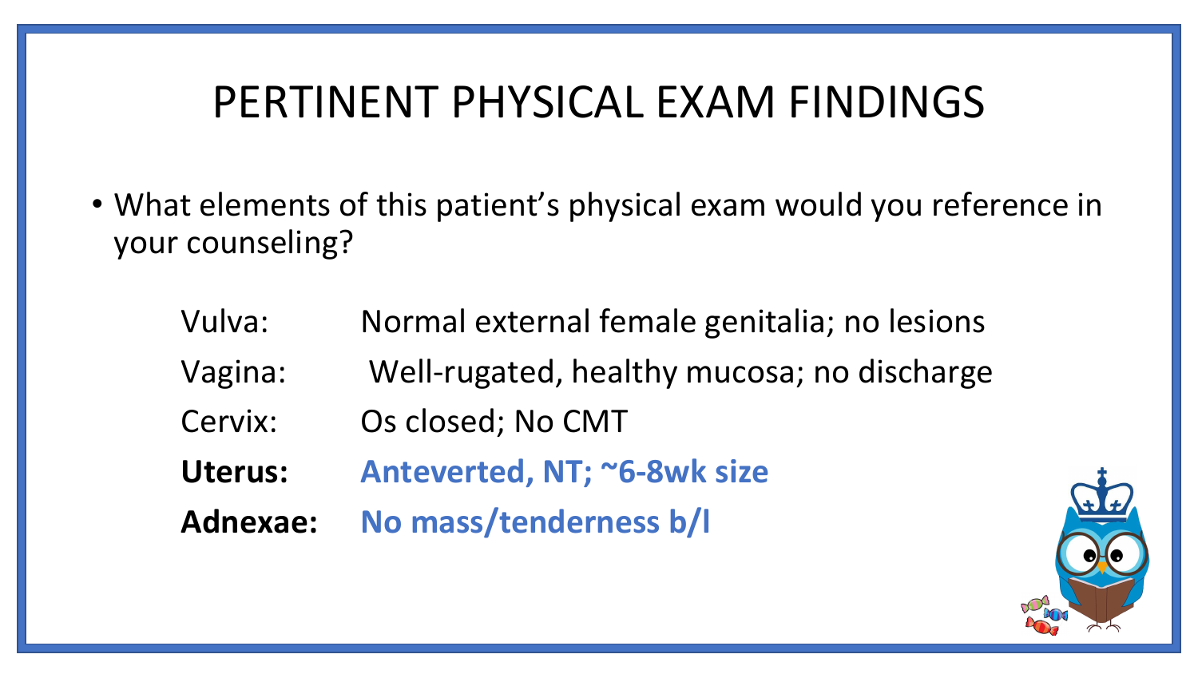# PERTINENT PHYSICAL EXAM FINDINGS

- What elements of this patient's physical exam would you reference in your counseling?

| | |
|---|---|
| Vulva: | Normal external female genitalia; no lesions |
| Vagina: | Well-rugated, healthy mucosa; no discharge |
| Cervix: | Os closed; No CMT |
| **Uterus:** | **Anteverted, NT; ~6-8wk size** |
| **Adnexae:** | **No mass/tenderness b/l** |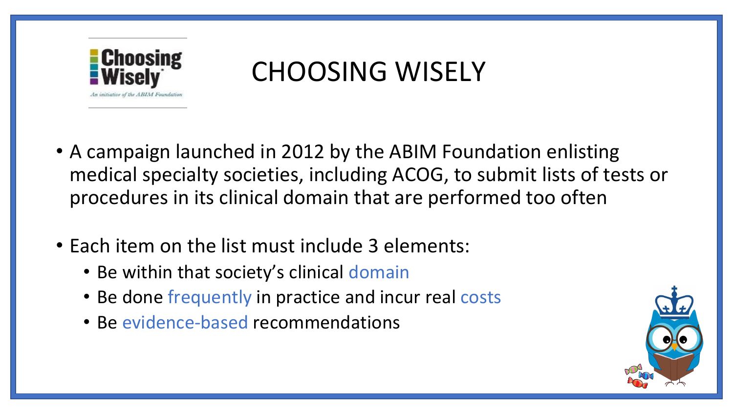# CHOOSING WISELY

- A campaign launched in 2012 by the ABIM Foundation enlisting medical specialty societies, including ACOG, to submit lists of tests or procedures in its clinical domain that are performed too often

- Each item on the list must include 3 elements:
  - Be within that society's clinical domain
  - Be done frequently in practice and incur real costs
  - Be evidence-based recommendations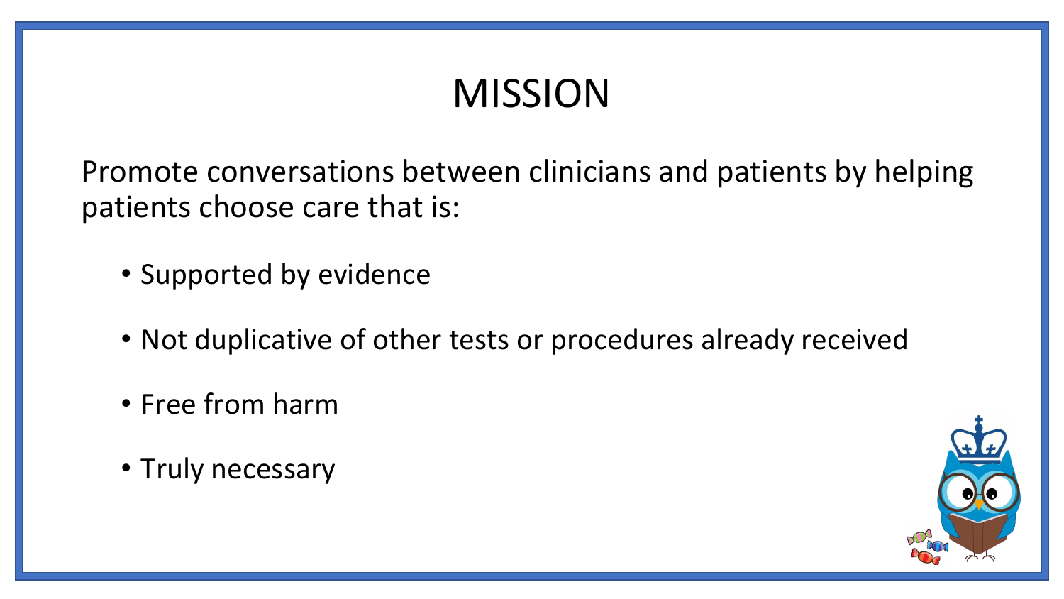# MISSION

Promote conversations between clinicians and patients by helping patients choose care that is:

- Supported by evidence
- Not duplicative of other tests or procedures already received
- Free from harm
- Truly necessary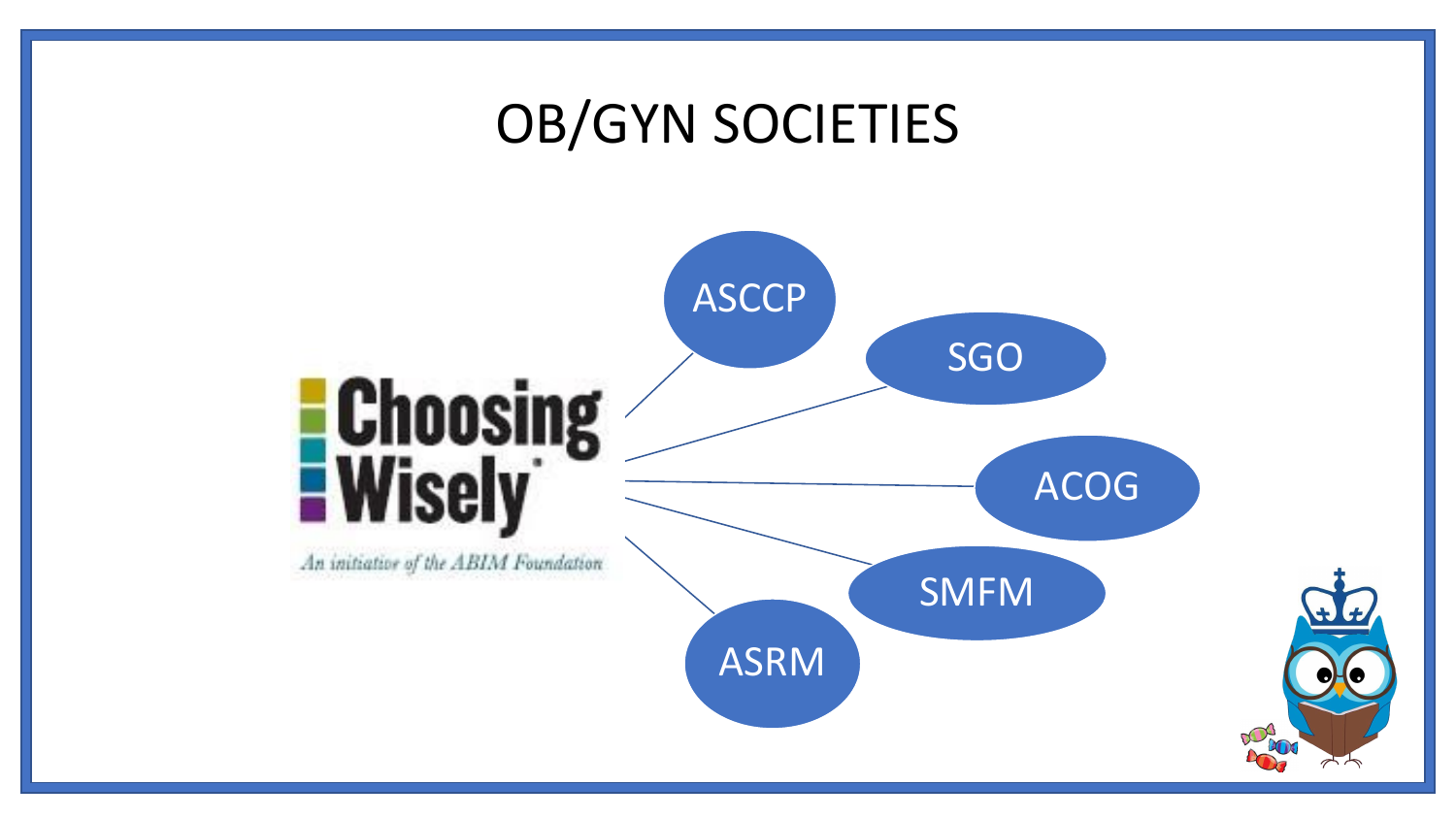# OB/GYN SOCIETIES

Choosing Wisely

*An initiative of the ABIM Foundation*

- ASCCP
- SGO
- ACOG
- SMFM
- ASRM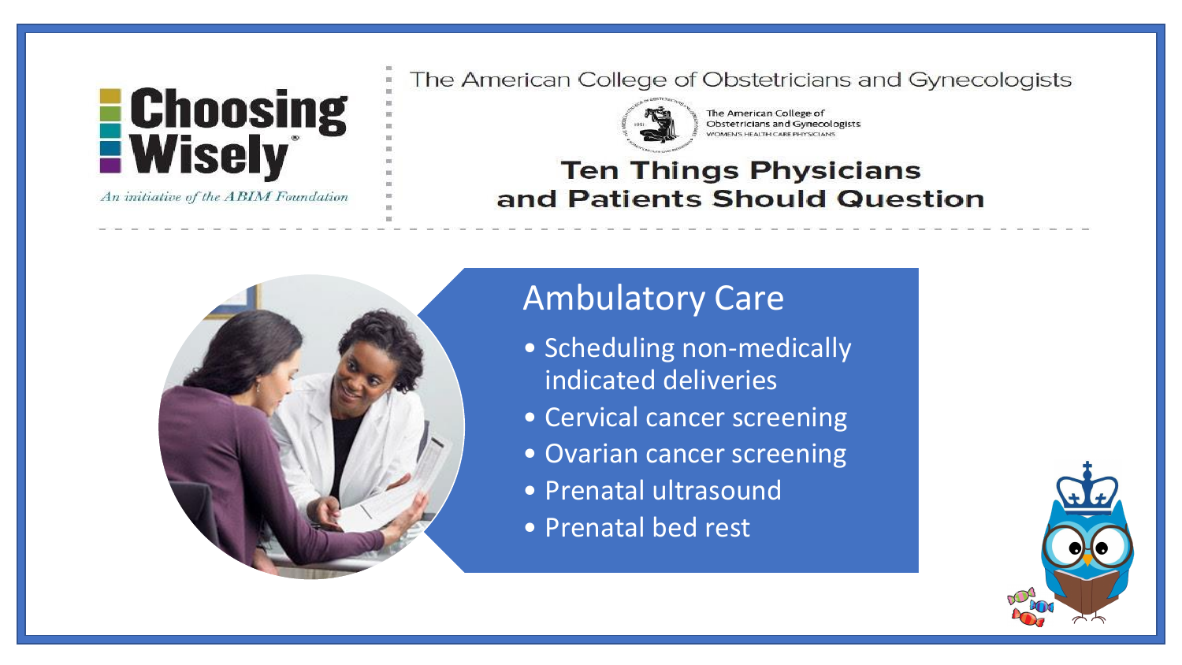Choosing Wisely

*An initiative of the ABIM Foundation*

The American College of Obstetricians and Gynecologists

The American College of Obstetricians and Gynecologists
WOMEN'S HEALTH CARE PHYSICIANS

# Ten Things Physicians and Patients Should Question

## Ambulatory Care

- Scheduling non-medically indicated deliveries
- Cervical cancer screening
- Ovarian cancer screening
- Prenatal ultrasound
- Prenatal bed rest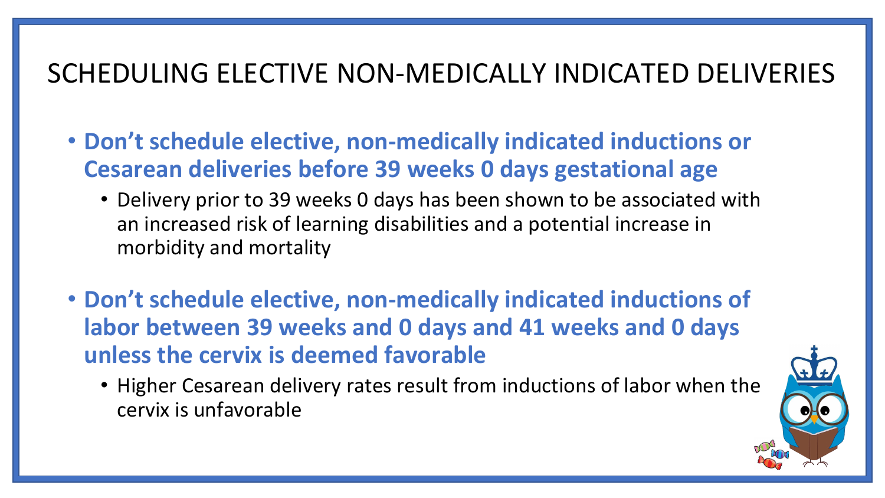# SCHEDULING ELECTIVE NON-MEDICALLY INDICATED DELIVERIES

- **Don't schedule elective, non-medically indicated inductions or Cesarean deliveries before 39 weeks 0 days gestational age**
  - Delivery prior to 39 weeks 0 days has been shown to be associated with an increased risk of learning disabilities and a potential increase in morbidity and mortality

- **Don't schedule elective, non-medically indicated inductions of labor between 39 weeks and 0 days and 41 weeks and 0 days unless the cervix is deemed favorable**
  - Higher Cesarean delivery rates result from inductions of labor when the cervix is unfavorable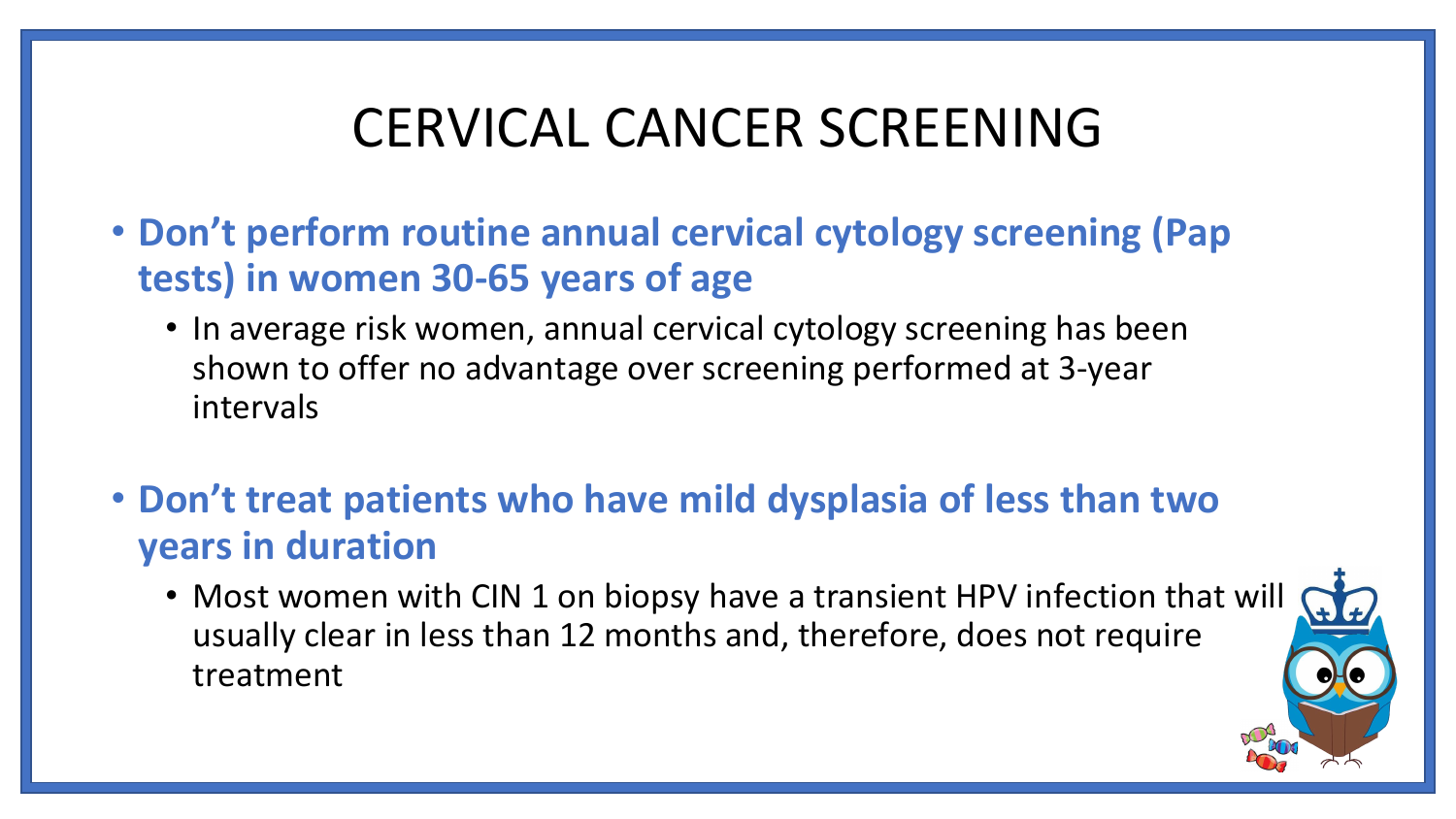# CERVICAL CANCER SCREENING

- **Don't perform routine annual cervical cytology screening (Pap tests) in women 30-65 years of age**
  - In average risk women, annual cervical cytology screening has been shown to offer no advantage over screening performed at 3-year intervals

- **Don't treat patients who have mild dysplasia of less than two years in duration**
  - Most women with CIN 1 on biopsy have a transient HPV infection that will usually clear in less than 12 months and, therefore, does not require treatment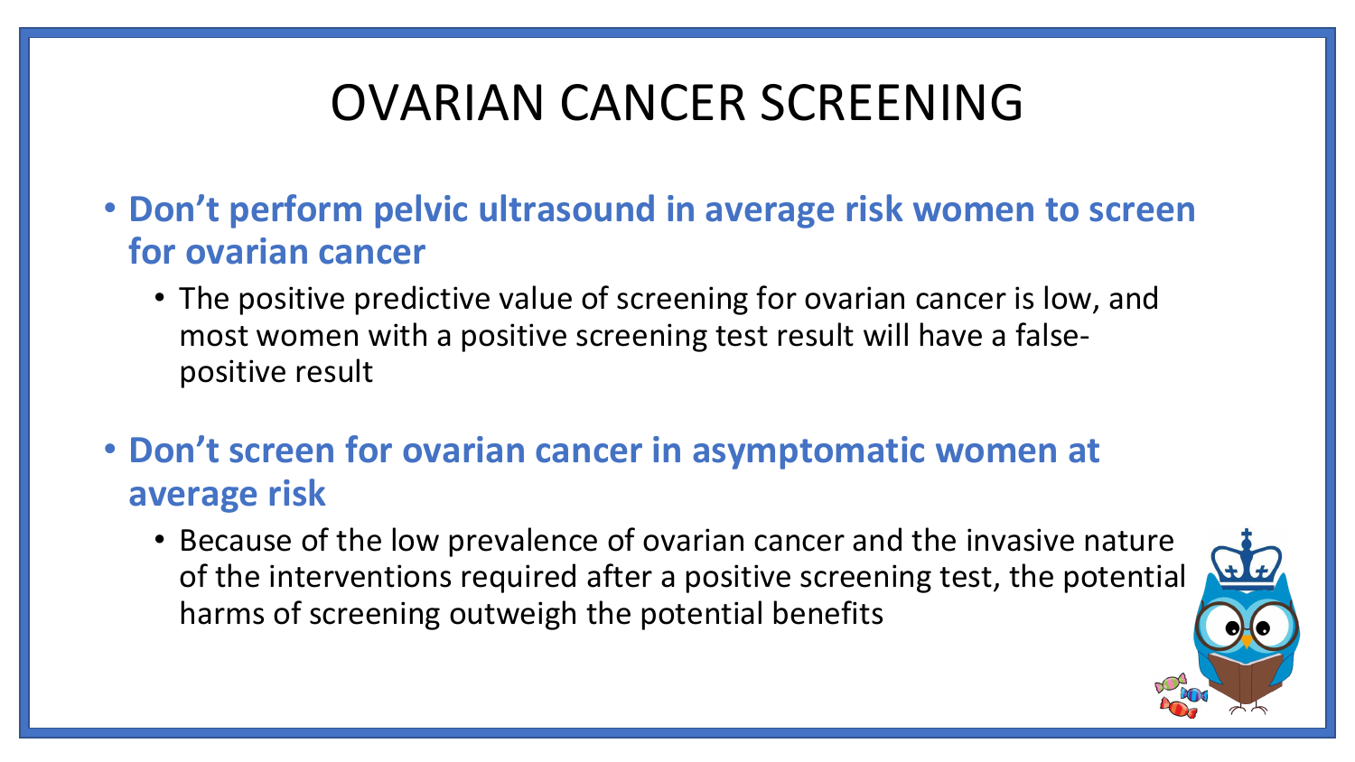# OVARIAN CANCER SCREENING

- **Don't perform pelvic ultrasound in average risk women to screen for ovarian cancer**
  - The positive predictive value of screening for ovarian cancer is low, and most women with a positive screening test result will have a false-positive result
- **Don't screen for ovarian cancer in asymptomatic women at average risk**
  - Because of the low prevalence of ovarian cancer and the invasive nature of the interventions required after a positive screening test, the potential harms of screening outweigh the potential benefits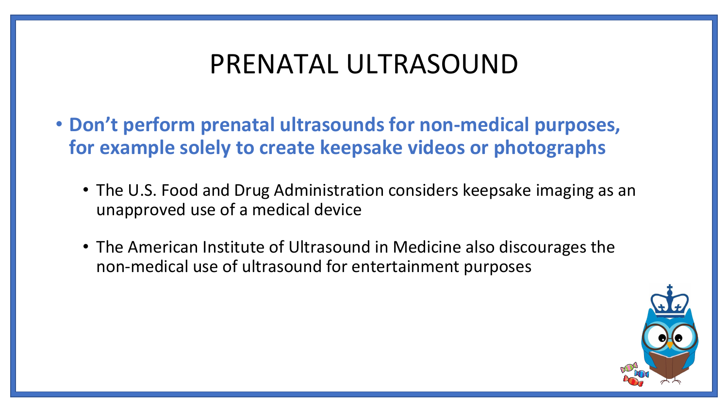# PRENATAL ULTRASOUND

- **Don't perform prenatal ultrasounds for non-medical purposes, for example solely to create keepsake videos or photographs**
  - The U.S. Food and Drug Administration considers keepsake imaging as an unapproved use of a medical device
  - The American Institute of Ultrasound in Medicine also discourages the non-medical use of ultrasound for entertainment purposes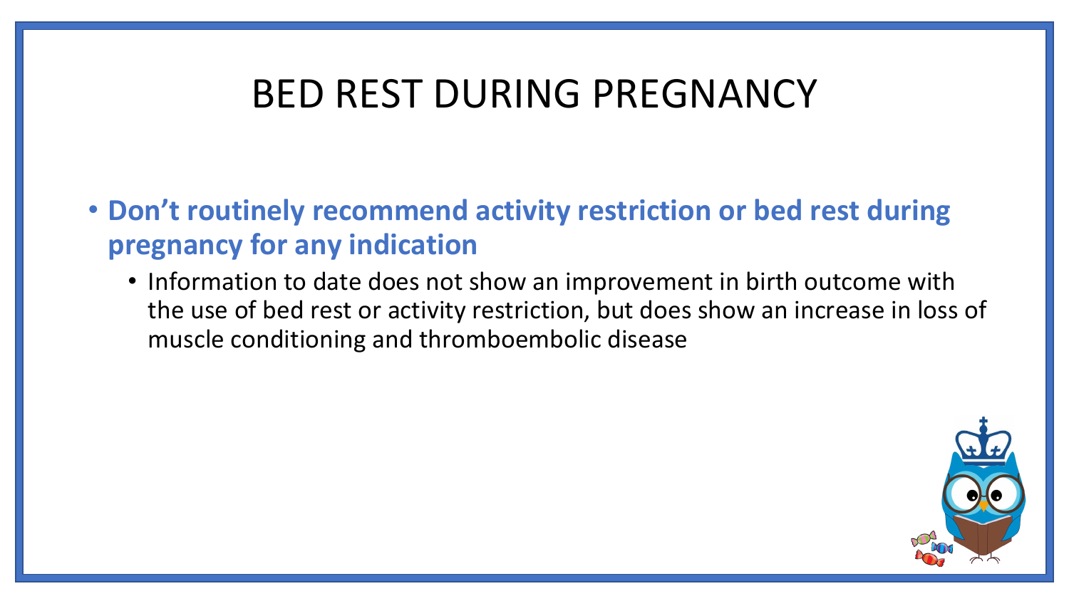# BED REST DURING PREGNANCY

- **Don't routinely recommend activity restriction or bed rest during pregnancy for any indication**
  - Information to date does not show an improvement in birth outcome with the use of bed rest or activity restriction, but does show an increase in loss of muscle conditioning and thromboembolic disease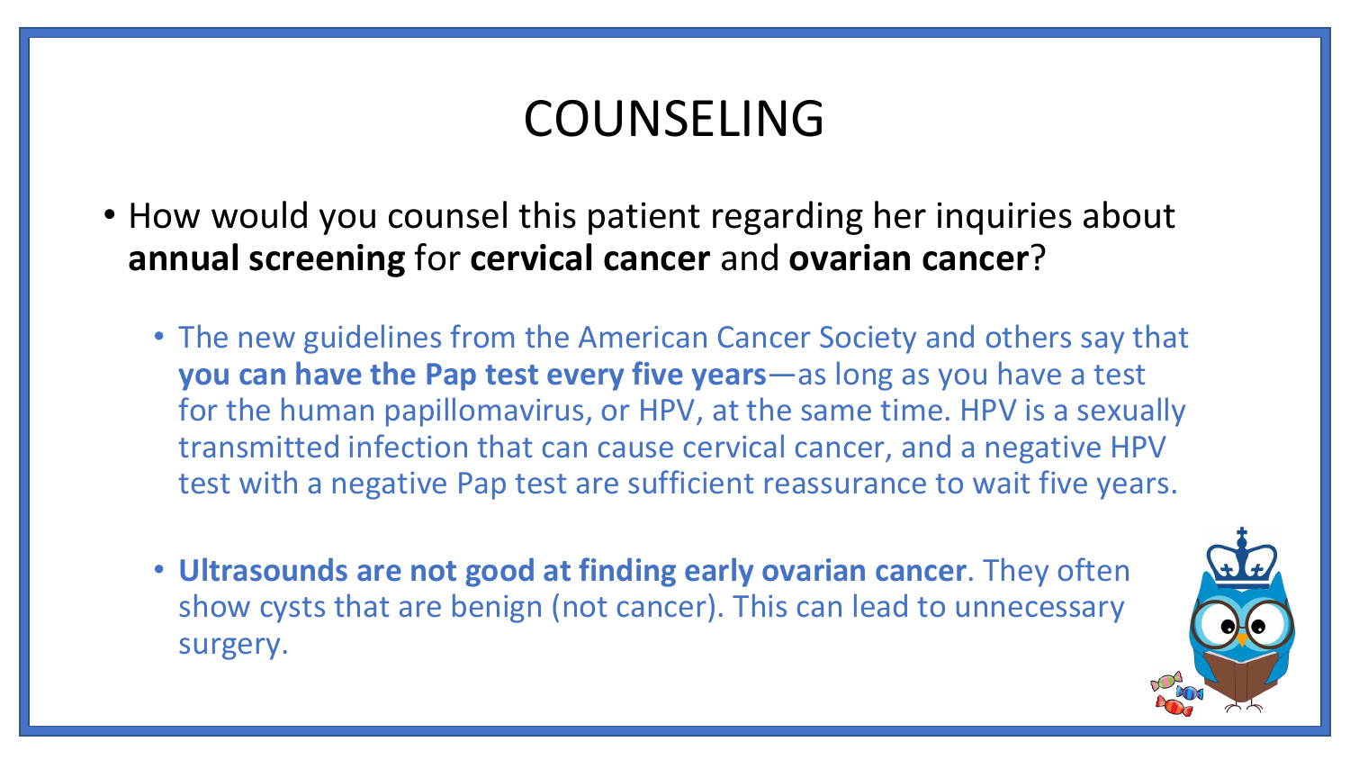# COUNSELING

- How would you counsel this patient regarding her inquiries about **annual screening** for **cervical cancer** and **ovarian cancer**?
  - The new guidelines from the American Cancer Society and others say that **you can have the Pap test every five years**—as long as you have a test for the human papillomavirus, or HPV, at the same time. HPV is a sexually transmitted infection that can cause cervical cancer, and a negative HPV test with a negative Pap test are sufficient reassurance to wait five years.
  - **Ultrasounds are not good at finding early ovarian cancer**. They often show cysts that are benign (not cancer). This can lead to unnecessary surgery.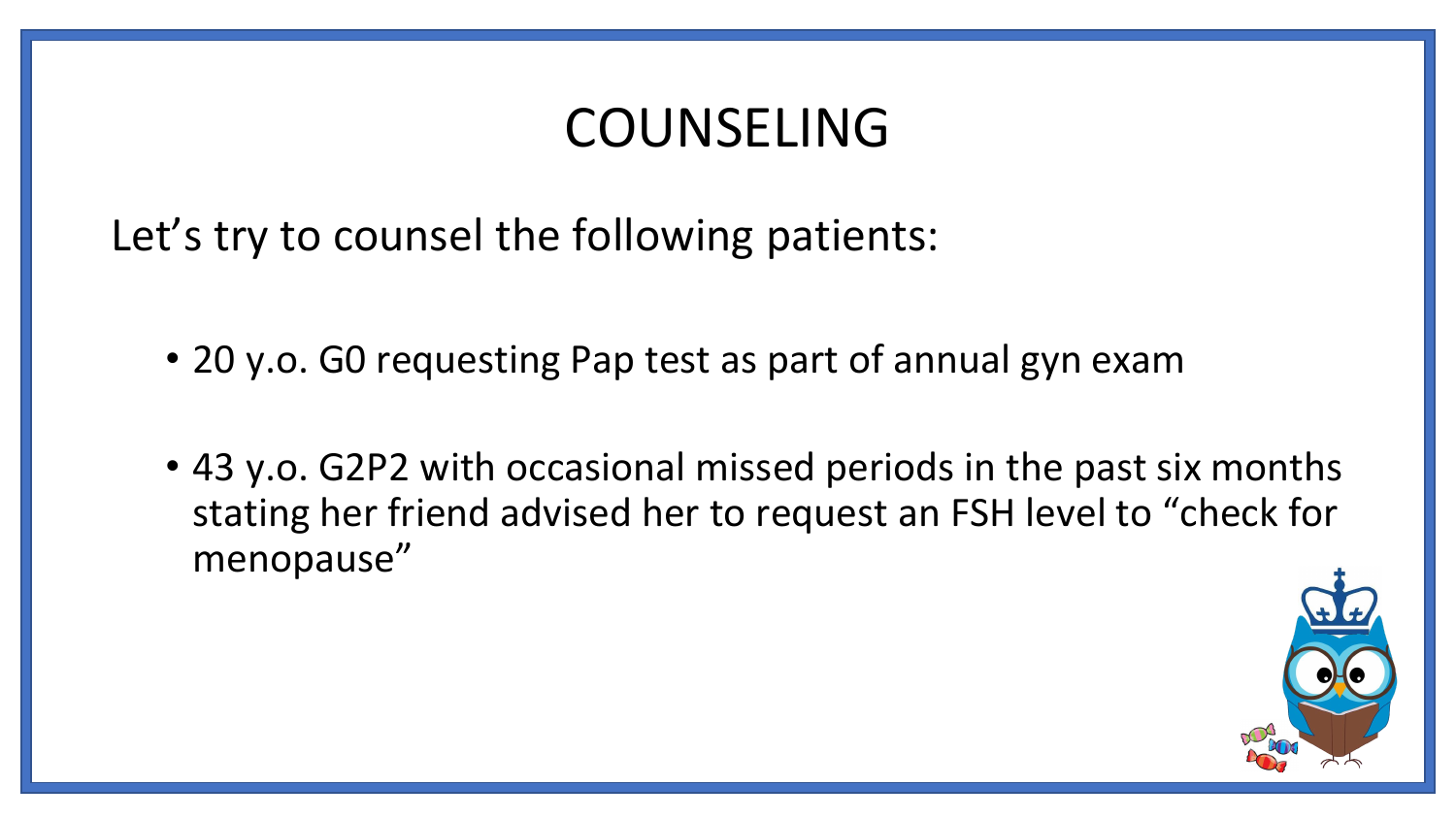# COUNSELING

Let's try to counsel the following patients:

- 20 y.o. G0 requesting Pap test as part of annual gyn exam
- 43 y.o. G2P2 with occasional missed periods in the past six months stating her friend advised her to request an FSH level to "check for menopause"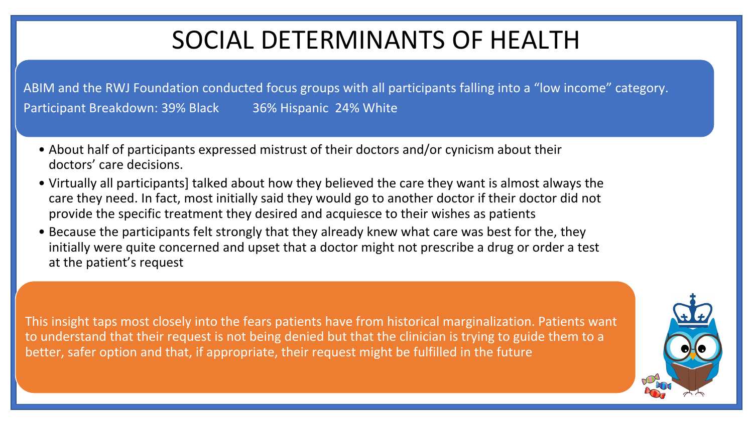# SOCIAL DETERMINANTS OF HEALTH

ABIM and the RWJ Foundation conducted focus groups with all participants falling into a "low income" category.

Participant Breakdown: 39% Black 36% Hispanic 24% White

- About half of participants expressed mistrust of their doctors and/or cynicism about their doctors' care decisions.
- Virtually all participants] talked about how they believed the care they want is almost always the care they need. In fact, most initially said they would go to another doctor if their doctor did not provide the specific treatment they desired and acquiesce to their wishes as patients
- Because the participants felt strongly that they already knew what care was best for the, they initially were quite concerned and upset that a doctor might not prescribe a drug or order a test at the patient's request

This insight taps most closely into the fears patients have from historical marginalization. Patients want to understand that their request is not being denied but that the clinician is trying to guide them to a better, safer option and that, if appropriate, their request might be fulfilled in the future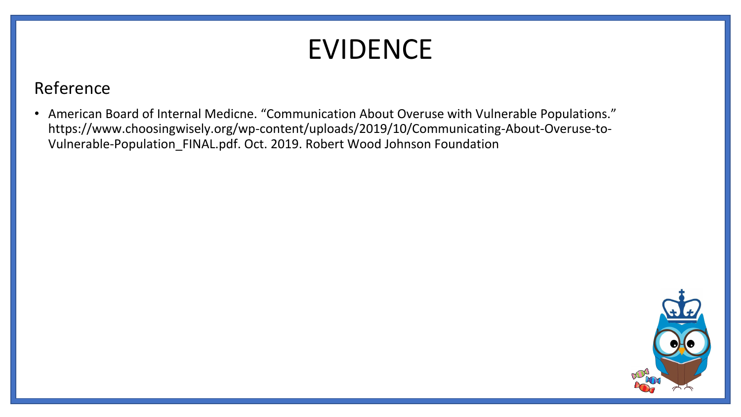# EVIDENCE

## Reference

- American Board of Internal Medicne. “Communication About Overuse with Vulnerable Populations.” https://www.choosingwisely.org/wp-content/uploads/2019/10/Communicating-About-Overuse-to-Vulnerable-Population_FINAL.pdf. Oct. 2019. Robert Wood Johnson Foundation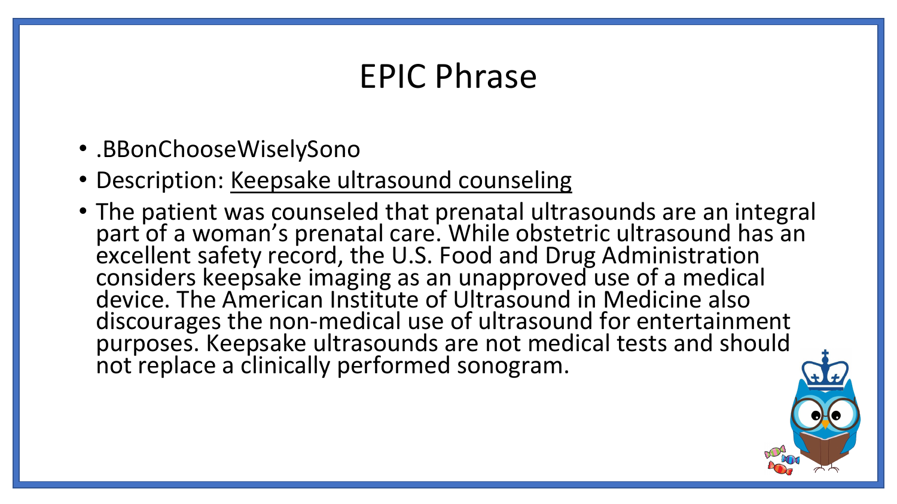# EPIC Phrase

- .BBonChooseWiselySono
- Description: Keepsake ultrasound counseling
- The patient was counseled that prenatal ultrasounds are an integral part of a woman's prenatal care. While obstetric ultrasound has an excellent safety record, the U.S. Food and Drug Administration considers keepsake imaging as an unapproved use of a medical device. The American Institute of Ultrasound in Medicine also discourages the non-medical use of ultrasound for entertainment purposes. Keepsake ultrasounds are not medical tests and should not replace a clinically performed sonogram.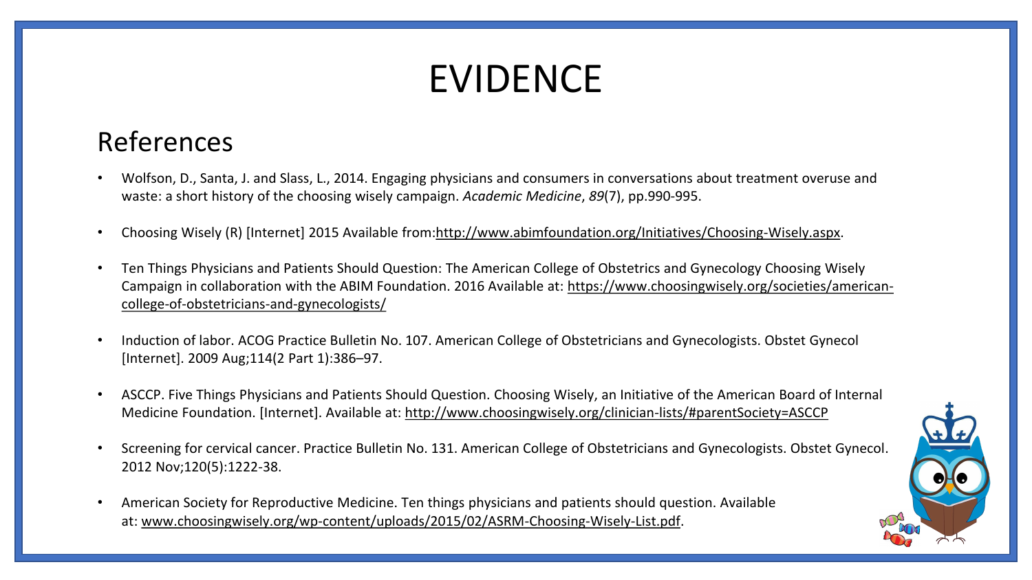# EVIDENCE

## References

- Wolfson, D., Santa, J. and Slass, L., 2014. Engaging physicians and consumers in conversations about treatment overuse and waste: a short history of the choosing wisely campaign. *Academic Medicine*, *89*(7), pp.990-995.

- Choosing Wisely (R) [Internet] 2015 Available from:http://www.abimfoundation.org/Initiatives/Choosing-Wisely.aspx.

- Ten Things Physicians and Patients Should Question: The American College of Obstetrics and Gynecology Choosing Wisely Campaign in collaboration with the ABIM Foundation. 2016 Available at: https://www.choosingwisely.org/societies/american-college-of-obstetricians-and-gynecologists/

- Induction of labor. ACOG Practice Bulletin No. 107. American College of Obstetricians and Gynecologists. Obstet Gynecol [Internet]. 2009 Aug;114(2 Part 1):386–97.

- ASCCP. Five Things Physicians and Patients Should Question. Choosing Wisely, an Initiative of the American Board of Internal Medicine Foundation. [Internet]. Available at: http://www.choosingwisely.org/clinician-lists/#parentSociety=ASCCP

- Screening for cervical cancer. Practice Bulletin No. 131. American College of Obstetricians and Gynecologists. Obstet Gynecol. 2012 Nov;120(5):1222-38.

- American Society for Reproductive Medicine. Ten things physicians and patients should question. Available at: www.choosingwisely.org/wp-content/uploads/2015/02/ASRM-Choosing-Wisely-List.pdf.